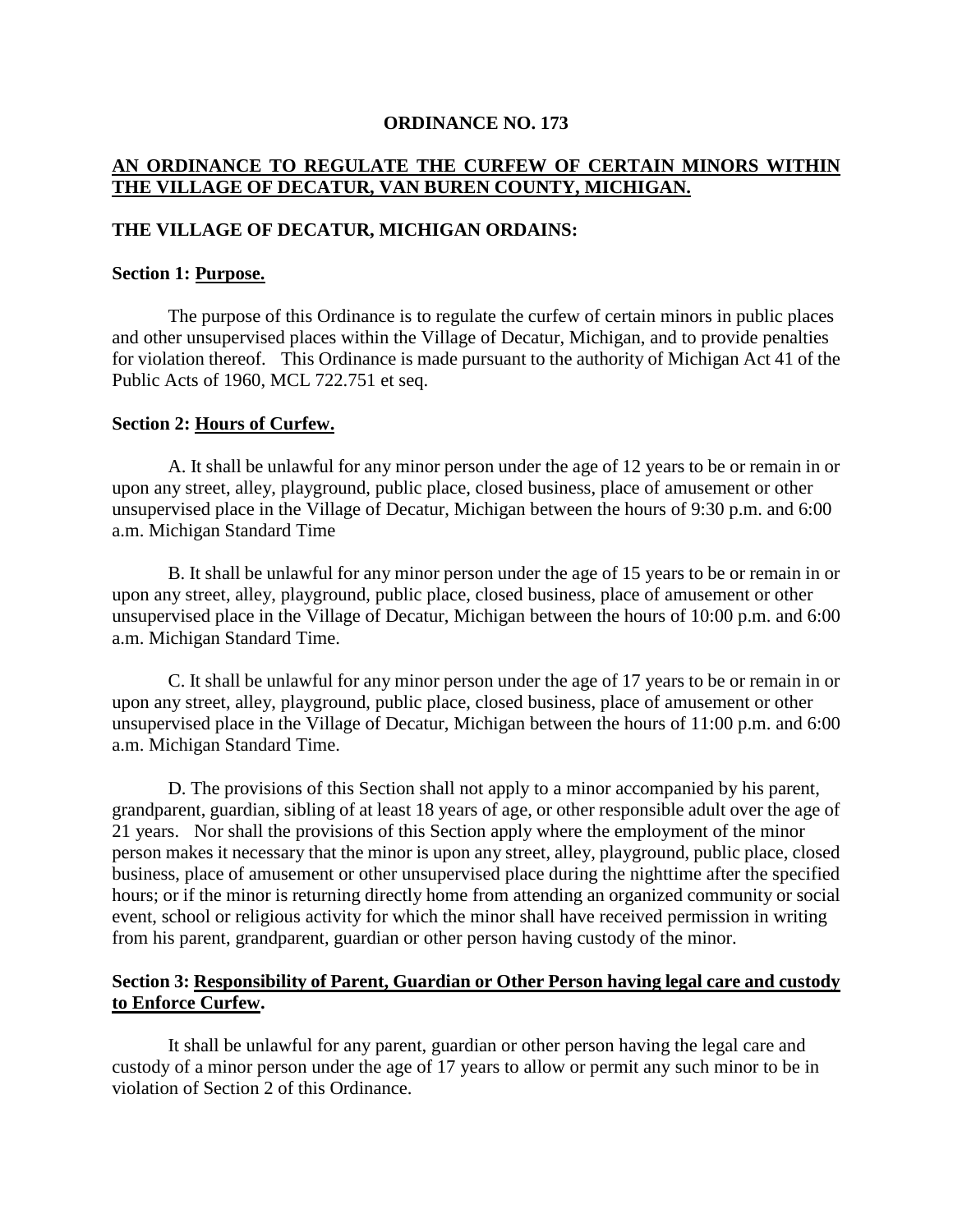# ORDINANCE NO. 173

## AN ORDINANCE TO REGULATE THE CURFEW OF CERTAIN MINORS WITHIN THE VILLAGE OF DECATUR, VAN BUREN COUNTY, MICHIGAN.

**THE VILLAGE OF DECATUR, MICHIGAN ORDAINS:**

### Section 1: Purpose.

The purpose of this Ordinance is to regulate the curfew of certain minors in public places and other unsupervised places within the Village of Decatur, Michigan, and to provide penalties for violation thereof. This Ordinance is made pursuant to the authority of Michigan Act 41 of the Public Acts of 1960, MCL 722.751 et seq.

### Section 2: Hours of Curfew.

A. It shall be unlawful for any minor person under the age of 12 years to be or remain in or upon any street, alley, playground, public place, closed business, place of amusement or other unsupervised place in the Village of Decatur, Michigan between the hours of 9:30 p.m. and 6:00 a.m. Michigan Standard Time

B. It shall be unlawful for any minor person under the age of 15 years to be or remain in or upon any street, alley, playground, public place, closed business, place of amusement or other unsupervised place in the Village of Decatur, Michigan between the hours of 10:00 p.m. and 6:00 a.m. Michigan Standard Time.

C. It shall be unlawful for any minor person under the age of 17 years to be or remain in or upon any street, alley, playground, public place, closed business, place of amusement or other unsupervised place in the Village of Decatur, Michigan between the hours of 11:00 p.m. and 6:00 a.m. Michigan Standard Time.

D. The provisions of this Section shall not apply to a minor accompanied by his parent, grandparent, guardian, sibling of at least 18 years of age, or other responsible adult over the age of 21 years. Nor shall the provisions of this Section apply where the employment of the minor person makes it necessary that the minor is upon any street, alley, playground, public place, closed business, place of amusement or other unsupervised place during the nighttime after the specified hours; or if the minor is returning directly home from attending an organized community or social event, school or religious activity for which the minor shall have received permission in writing from his parent, grandparent, guardian or other person having custody of the minor.

### Section 3: Responsibility of Parent, Guardian or Other Person having legal care and custody to Enforce Curfew.

It shall be unlawful for any parent, guardian or other person having the legal care and custody of a minor person under the age of 17 years to allow or permit any such minor to be in violation of Section 2 of this Ordinance.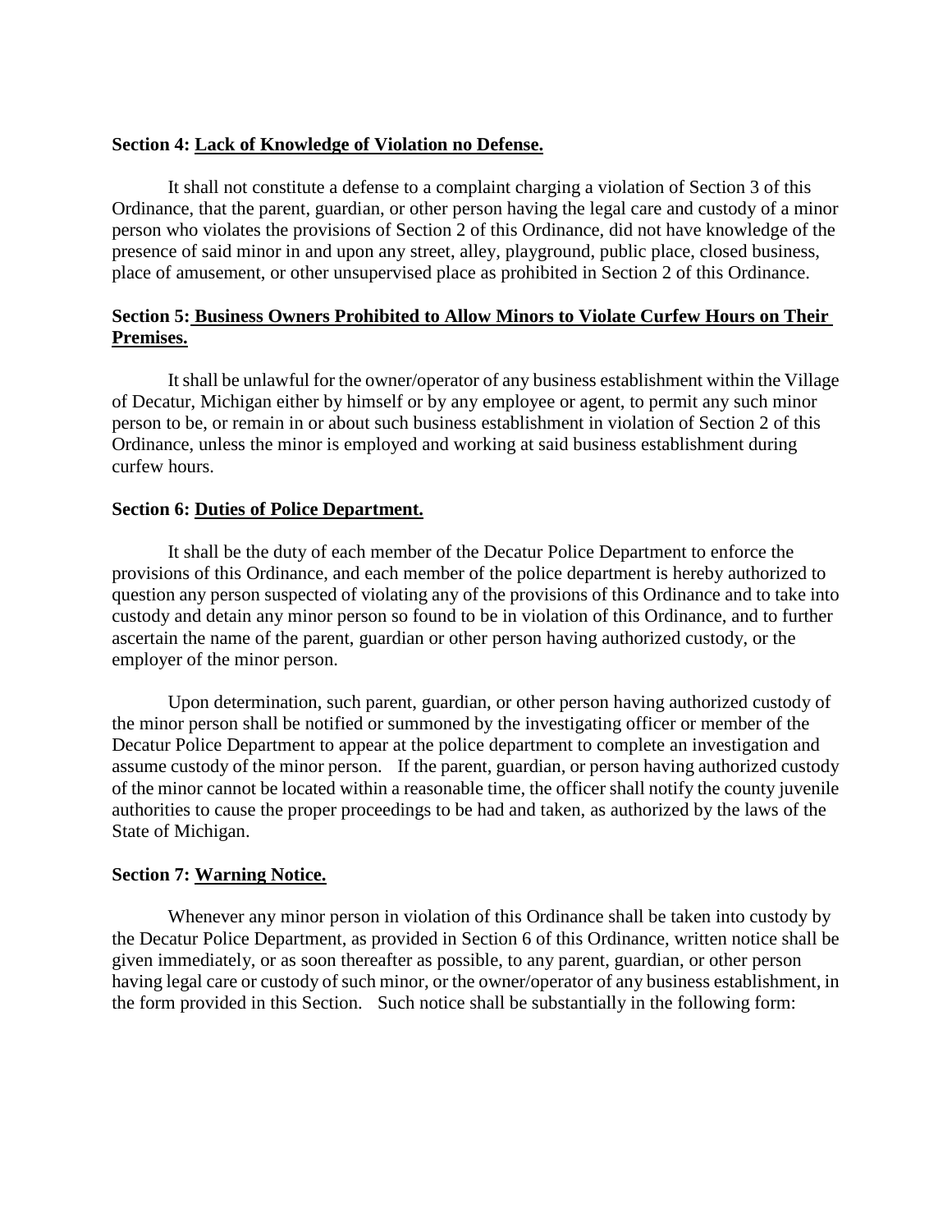**Section 4: <u>Lack of Knowledge of Violation no Defense.</u>**

It shall not constitute a defense to a complaint charging a violation of Section 3 of this Ordinance, that the parent, guardian, or other person having the legal care and custody of a minor person who violates the provisions of Section 2 of this Ordinance, did not have knowledge of the presence of said minor in and upon any street, alley, playground, public place, closed business, place of amusement, or other unsupervised place as prohibited in Section 2 of this Ordinance.

**Section 5: <u>Business Owners Prohibited to Allow Minors to Violate Curfew Hours on Their Premises.</u>**

It shall be unlawful for the owner/operator of any business establishment within the Village of Decatur, Michigan either by himself or by any employee or agent, to permit any such minor person to be, or remain in or about such business establishment in violation of Section 2 of this Ordinance, unless the minor is employed and working at said business establishment during curfew hours.

**Section 6: <u>Duties of Police Department.</u>**

It shall be the duty of each member of the Decatur Police Department to enforce the provisions of this Ordinance, and each member of the police department is hereby authorized to question any person suspected of violating any of the provisions of this Ordinance and to take into custody and detain any minor person so found to be in violation of this Ordinance, and to further ascertain the name of the parent, guardian or other person having authorized custody, or the employer of the minor person.

Upon determination, such parent, guardian, or other person having authorized custody of the minor person shall be notified or summoned by the investigating officer or member of the Decatur Police Department to appear at the police department to complete an investigation and assume custody of the minor person. If the parent, guardian, or person having authorized custody of the minor cannot be located within a reasonable time, the officer shall notify the county juvenile authorities to cause the proper proceedings to be had and taken, as authorized by the laws of the State of Michigan.

**Section 7: <u>Warning Notice.</u>**

Whenever any minor person in violation of this Ordinance shall be taken into custody by the Decatur Police Department, as provided in Section 6 of this Ordinance, written notice shall be given immediately, or as soon thereafter as possible, to any parent, guardian, or other person having legal care or custody of such minor, or the owner/operator of any business establishment, in the form provided in this Section. Such notice shall be substantially in the following form: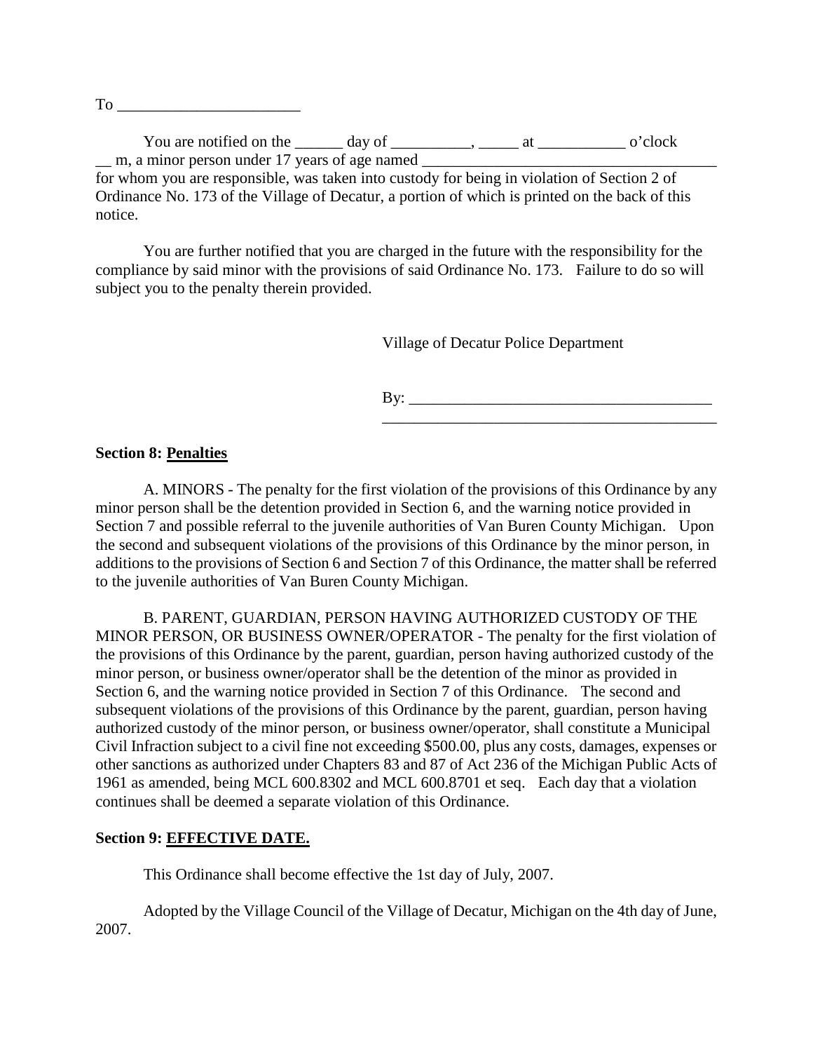To _______________________

You are notified on the ______ day of __________, _____ at ___________ o'clock __ m, a minor person under 17 years of age named ______________________________________ for whom you are responsible, was taken into custody for being in violation of Section 2 of Ordinance No. 173 of the Village of Decatur, a portion of which is printed on the back of this notice.

You are further notified that you are charged in the future with the responsibility for the compliance by said minor with the provisions of said Ordinance No. 173. Failure to do so will subject you to the penalty therein provided.

Village of Decatur Police Department

By: _______________________________________

___________________________________________

**Section 8: Penalties**

A. MINORS - The penalty for the first violation of the provisions of this Ordinance by any minor person shall be the detention provided in Section 6, and the warning notice provided in Section 7 and possible referral to the juvenile authorities of Van Buren County Michigan. Upon the second and subsequent violations of the provisions of this Ordinance by the minor person, in additions to the provisions of Section 6 and Section 7 of this Ordinance, the matter shall be referred to the juvenile authorities of Van Buren County Michigan.

B. PARENT, GUARDIAN, PERSON HAVING AUTHORIZED CUSTODY OF THE MINOR PERSON, OR BUSINESS OWNER/OPERATOR - The penalty for the first violation of the provisions of this Ordinance by the parent, guardian, person having authorized custody of the minor person, or business owner/operator shall be the detention of the minor as provided in Section 6, and the warning notice provided in Section 7 of this Ordinance. The second and subsequent violations of the provisions of this Ordinance by the parent, guardian, person having authorized custody of the minor person, or business owner/operator, shall constitute a Municipal Civil Infraction subject to a civil fine not exceeding $500.00, plus any costs, damages, expenses or other sanctions as authorized under Chapters 83 and 87 of Act 236 of the Michigan Public Acts of 1961 as amended, being MCL 600.8302 and MCL 600.8701 et seq. Each day that a violation continues shall be deemed a separate violation of this Ordinance.

**Section 9: EFFECTIVE DATE.**

This Ordinance shall become effective the 1st day of July, 2007.

Adopted by the Village Council of the Village of Decatur, Michigan on the 4th day of June, 2007.